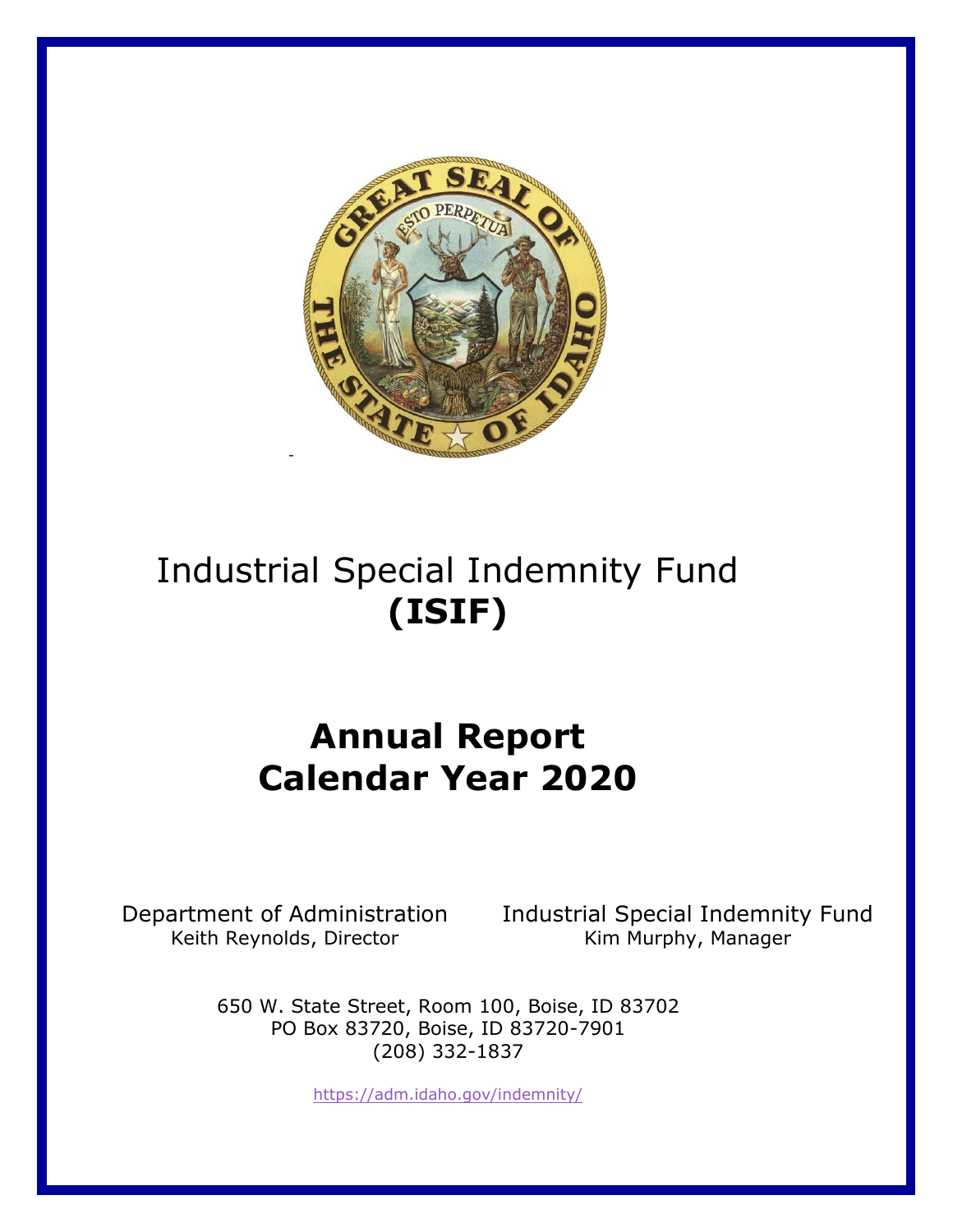# Industrial Special Indemnity Fund
# (ISIF)

# Annual Report
# Calendar Year 2020

Department of Administration
Keith Reynolds, Director

Industrial Special Indemnity Fund
Kim Murphy, Manager

650 W. State Street, Room 100, Boise, ID 83702
PO Box 83720, Boise, ID 83720-7901
(208) 332-1837

https://adm.idaho.gov/indemnity/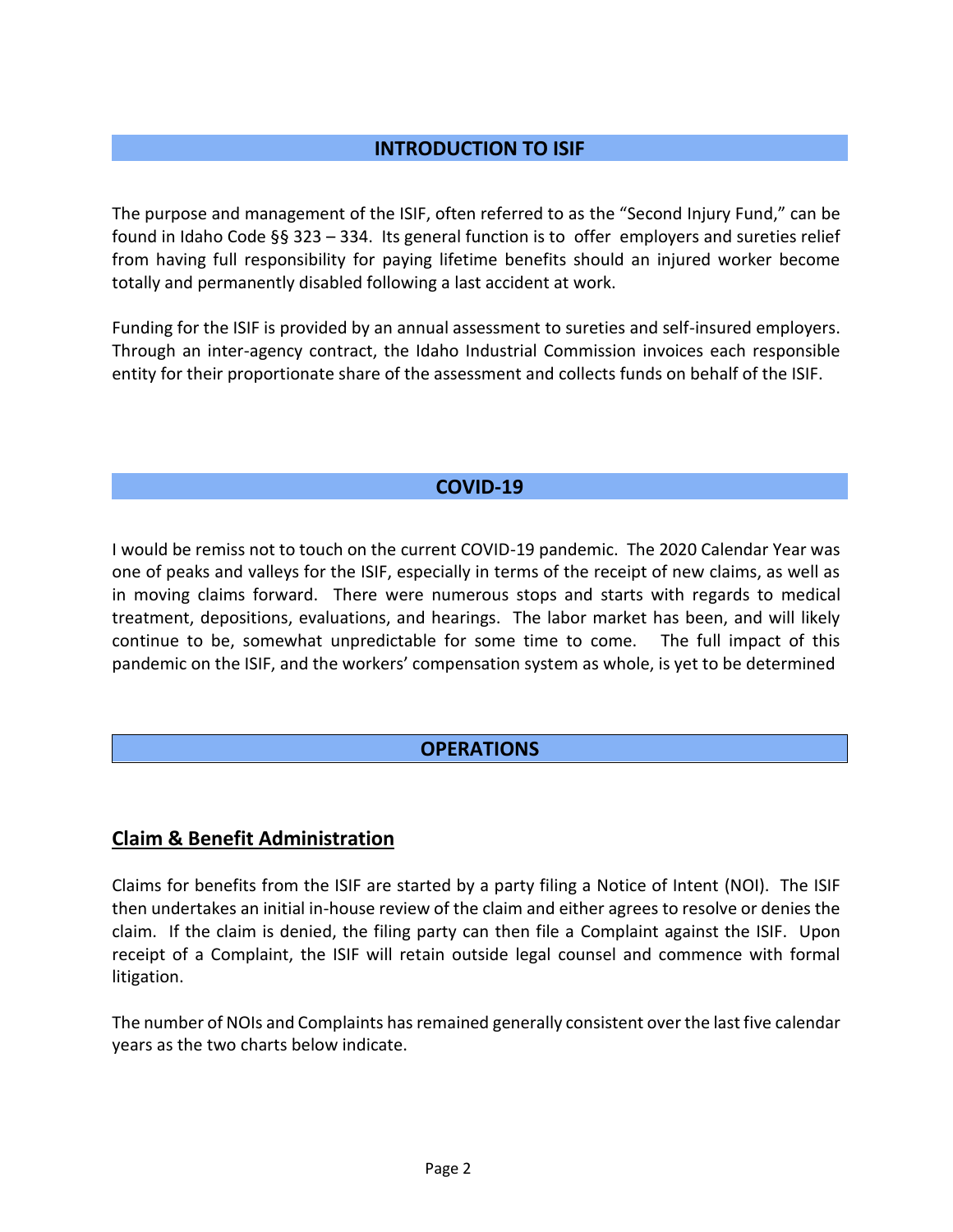## INTRODUCTION TO ISIF

The purpose and management of the ISIF, often referred to as the "Second Injury Fund," can be found in Idaho Code §§ 323 – 334. Its general function is to offer employers and sureties relief from having full responsibility for paying lifetime benefits should an injured worker become totally and permanently disabled following a last accident at work.

Funding for the ISIF is provided by an annual assessment to sureties and self-insured employers. Through an inter-agency contract, the Idaho Industrial Commission invoices each responsible entity for their proportionate share of the assessment and collects funds on behalf of the ISIF.

## COVID-19

I would be remiss not to touch on the current COVID-19 pandemic. The 2020 Calendar Year was one of peaks and valleys for the ISIF, especially in terms of the receipt of new claims, as well as in moving claims forward. There were numerous stops and starts with regards to medical treatment, depositions, evaluations, and hearings. The labor market has been, and will likely continue to be, somewhat unpredictable for some time to come. The full impact of this pandemic on the ISIF, and the workers' compensation system as whole, is yet to be determined

## OPERATIONS

### Claim & Benefit Administration

Claims for benefits from the ISIF are started by a party filing a Notice of Intent (NOI). The ISIF then undertakes an initial in-house review of the claim and either agrees to resolve or denies the claim. If the claim is denied, the filing party can then file a Complaint against the ISIF. Upon receipt of a Complaint, the ISIF will retain outside legal counsel and commence with formal litigation.

The number of NOIs and Complaints has remained generally consistent over the last five calendar years as the two charts below indicate.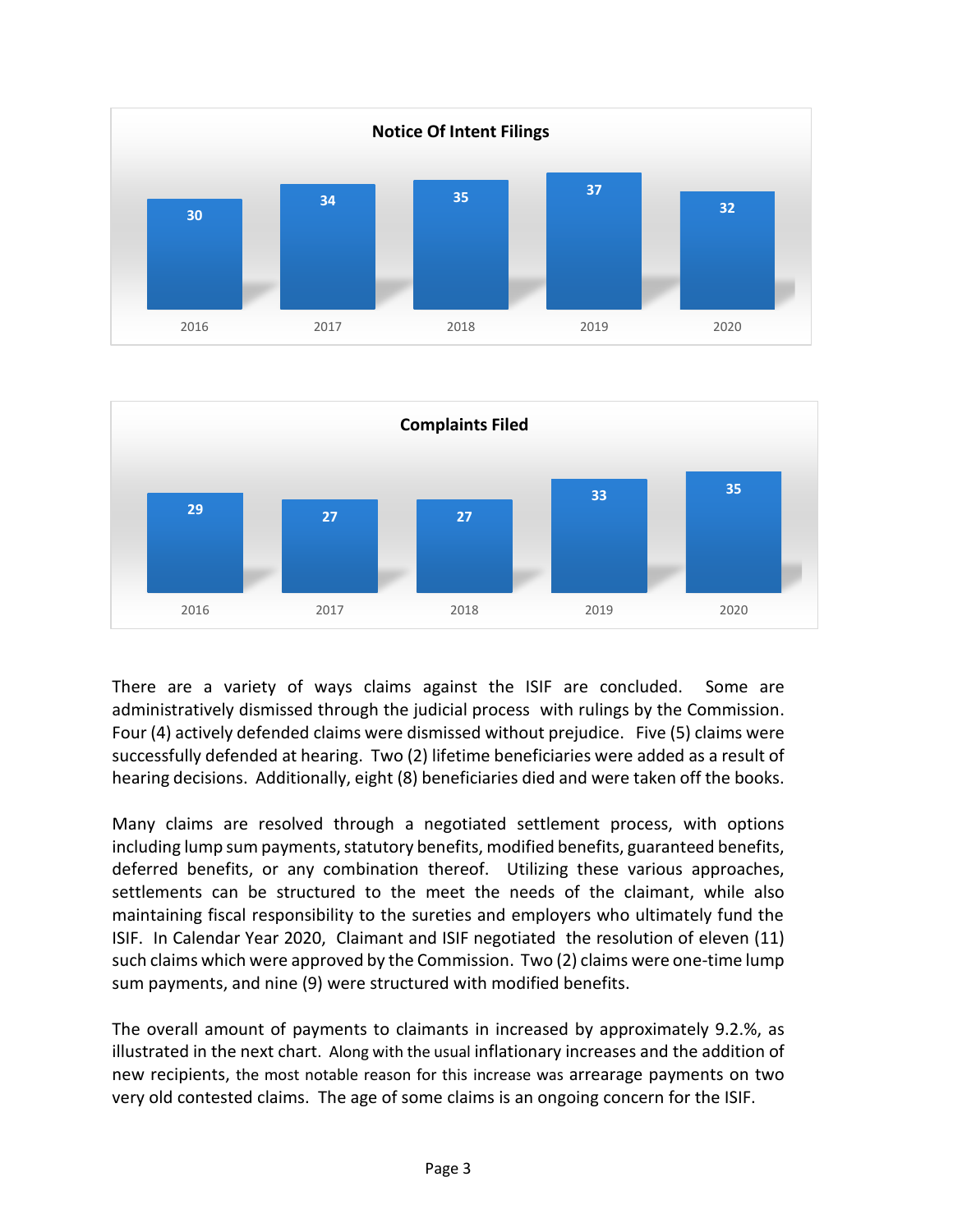Notice Of Intent Filings

30
34
35
37
32

2016
2017
2018
2019
2020

Complaints Filed

29
27
27
33
35

2016
2017
2018
2019
2020

There are a variety of ways claims against the ISIF are concluded. Some are administratively dismissed through the judicial process with rulings by the Commission. Four (4) actively defended claims were dismissed without prejudice. Five (5) claims were successfully defended at hearing. Two (2) lifetime beneficiaries were added as a result of hearing decisions. Additionally, eight (8) beneficiaries died and were taken off the books.

Many claims are resolved through a negotiated settlement process, with options including lump sum payments, statutory benefits, modified benefits, guaranteed benefits, deferred benefits, or any combination thereof. Utilizing these various approaches, settlements can be structured to the meet the needs of the claimant, while also maintaining fiscal responsibility to the sureties and employers who ultimately fund the ISIF. In Calendar Year 2020, Claimant and ISIF negotiated the resolution of eleven (11) such claims which were approved by the Commission. Two (2) claims were one-time lump sum payments, and nine (9) were structured with modified benefits.

The overall amount of payments to claimants in increased by approximately 9.2.%, as illustrated in the next chart. Along with the usual inflationary increases and the addition of new recipients, the most notable reason for this increase was arrearage payments on two very old contested claims. The age of some claims is an ongoing concern for the ISIF.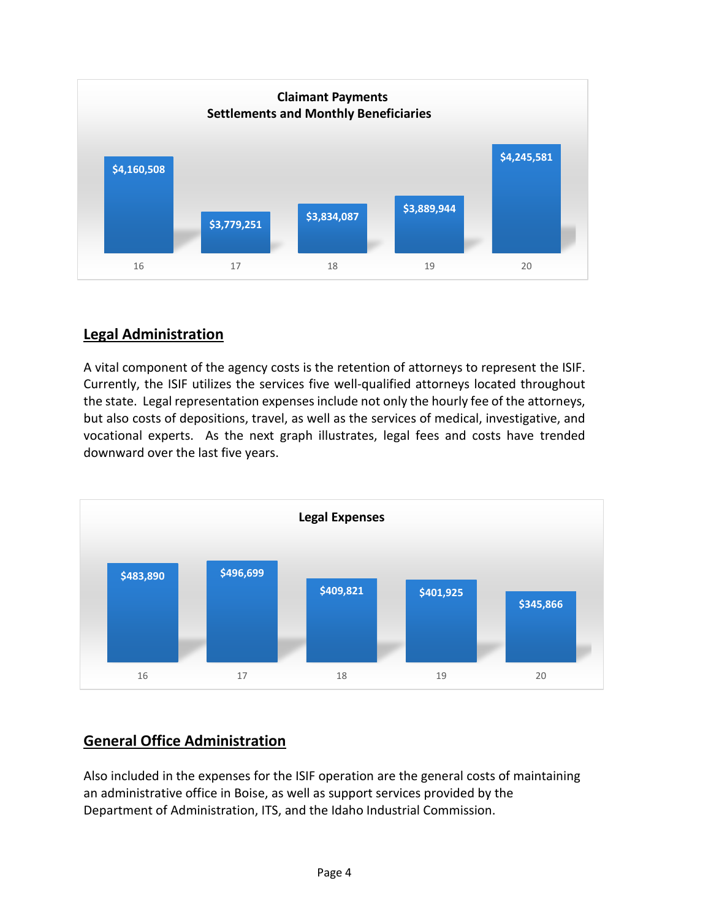Claimant Payments
Settlements and Monthly Beneficiaries

$4,160,508
$3,779,251
$3,834,087
$3,889,944
$4,245,581

16
17
18
19
20

## Legal Administration

A vital component of the agency costs is the retention of attorneys to represent the ISIF. Currently, the ISIF utilizes the services five well-qualified attorneys located throughout the state. Legal representation expenses include not only the hourly fee of the attorneys, but also costs of depositions, travel, as well as the services of medical, investigative, and vocational experts. As the next graph illustrates, legal fees and costs have trended downward over the last five years.

Legal Expenses

$483,890
$496,699
$409,821
$401,925
$345,866

16
17
18
19
20

## General Office Administration

Also included in the expenses for the ISIF operation are the general costs of maintaining an administrative office in Boise, as well as support services provided by the Department of Administration, ITS, and the Idaho Industrial Commission.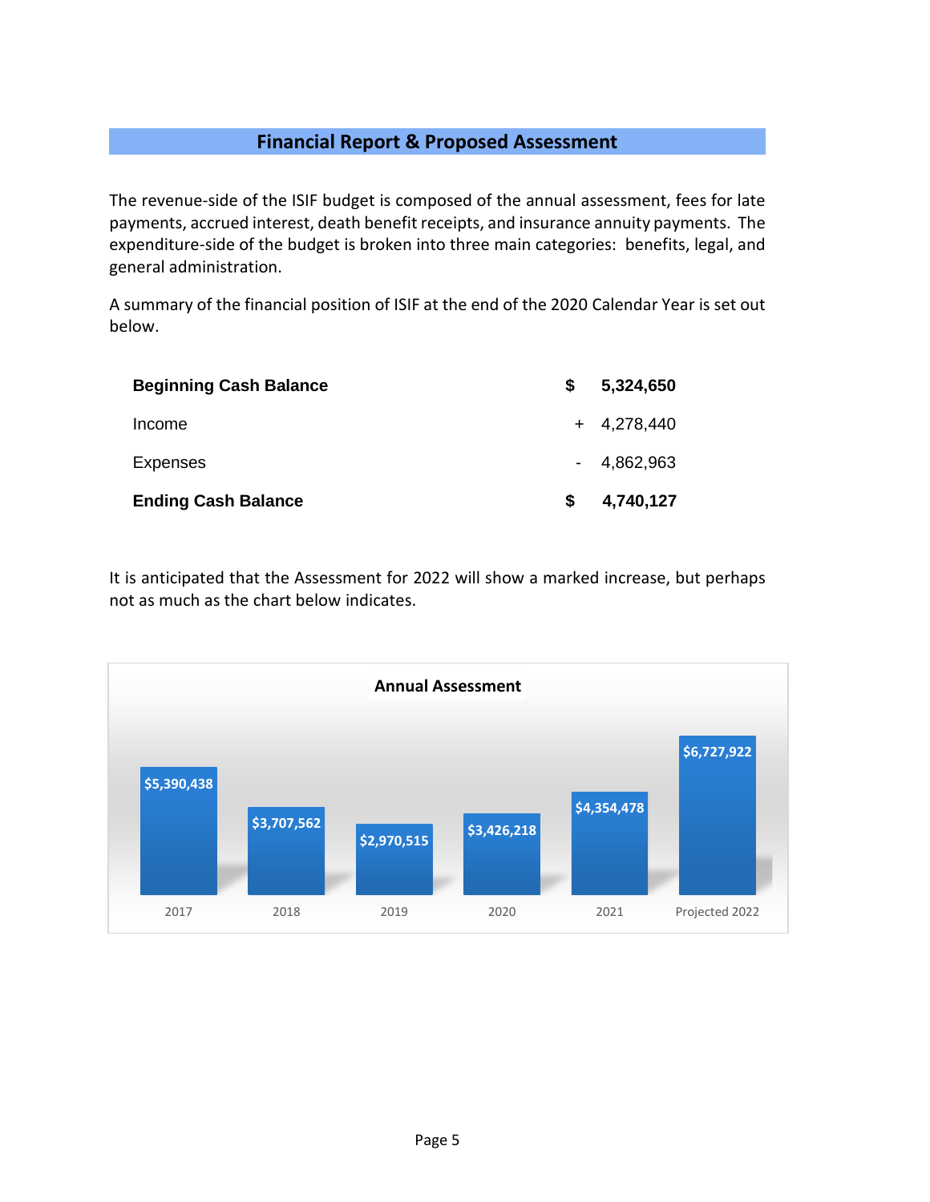## Financial Report & Proposed Assessment

The revenue-side of the ISIF budget is composed of the annual assessment, fees for late payments, accrued interest, death benefit receipts, and insurance annuity payments. The expenditure-side of the budget is broken into three main categories: benefits, legal, and general administration.

A summary of the financial position of ISIF at the end of the 2020 Calendar Year is set out below.

| | | |
|---|---|---|
| **Beginning Cash Balance** | **$** | **5,324,650** |
| Income | + | 4,278,440 |
| Expenses | - | 4,862,963 |
| **Ending Cash Balance** | **$** | **4,740,127** |

It is anticipated that the Assessment for 2022 will show a marked increase, but perhaps not as much as the chart below indicates.

**Annual Assessment**

$5,390,438
$3,707,562
$2,970,515
$3,426,218
$4,354,478
$6,727,922

2017
2018
2019
2020
2021
Projected 2022